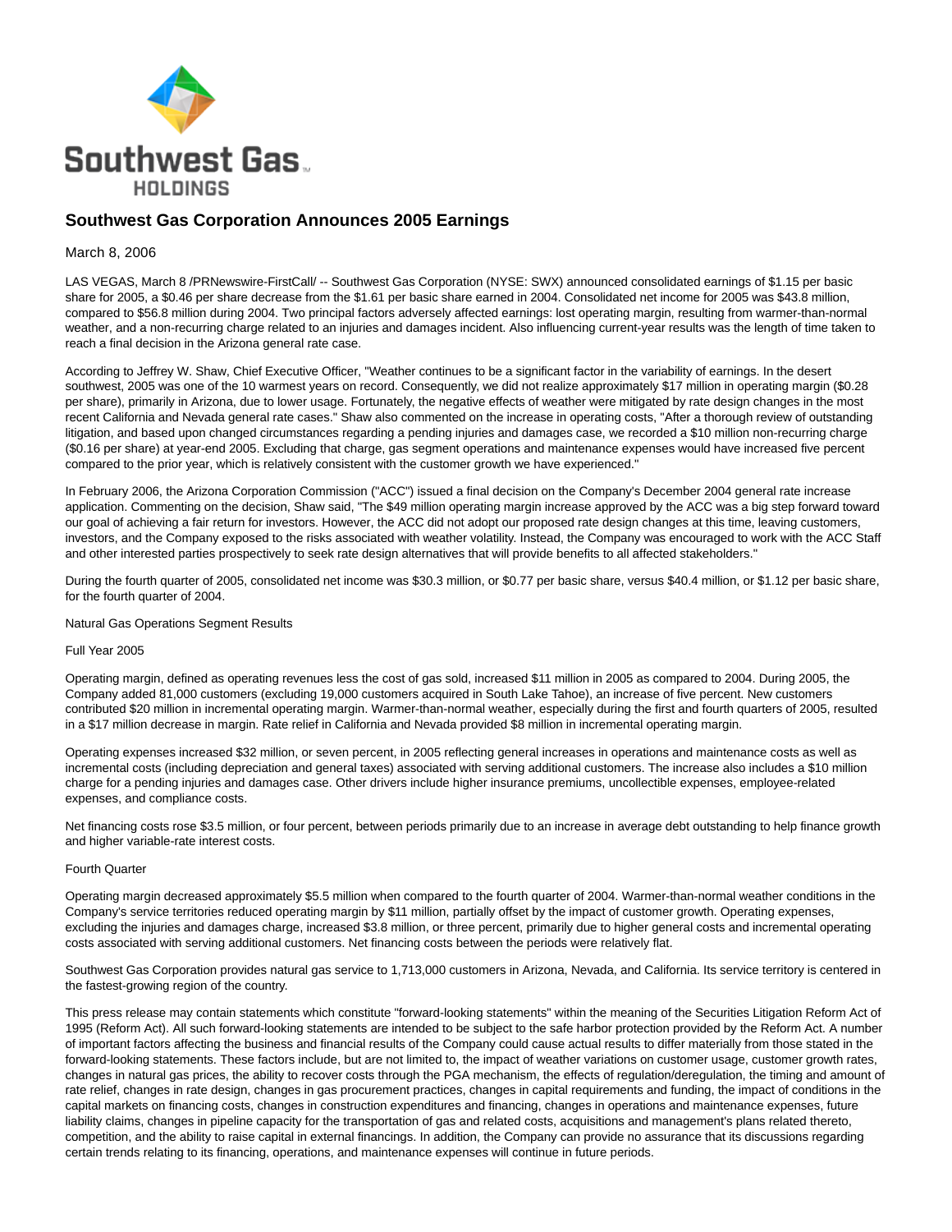# Southwest Gas Corporation Announces 2005 Earnings

March 8, 2006

LAS VEGAS, March 8 /PRNewswire-FirstCall/ -- Southwest Gas Corporation (NYSE: SWX) announced consolidated earnings of $1.15 per basic share for 2005, a $0.46 per share decrease from the $1.61 per basic share earned in 2004. Consolidated net income for 2005 was $43.8 million, compared to $56.8 million during 2004. Two principal factors adversely affected earnings: lost operating margin, resulting from warmer-than-normal weather, and a non-recurring charge related to an injuries and damages incident. Also influencing current-year results was the length of time taken to reach a final decision in the Arizona general rate case.

According to Jeffrey W. Shaw, Chief Executive Officer, "Weather continues to be a significant factor in the variability of earnings. In the desert southwest, 2005 was one of the 10 warmest years on record. Consequently, we did not realize approximately $17 million in operating margin ($0.28 per share), primarily in Arizona, due to lower usage. Fortunately, the negative effects of weather were mitigated by rate design changes in the most recent California and Nevada general rate cases." Shaw also commented on the increase in operating costs, "After a thorough review of outstanding litigation, and based upon changed circumstances regarding a pending injuries and damages case, we recorded a $10 million non-recurring charge ($0.16 per share) at year-end 2005. Excluding that charge, gas segment operations and maintenance expenses would have increased five percent compared to the prior year, which is relatively consistent with the customer growth we have experienced."

In February 2006, the Arizona Corporation Commission ("ACC") issued a final decision on the Company's December 2004 general rate increase application. Commenting on the decision, Shaw said, "The $49 million operating margin increase approved by the ACC was a big step forward toward our goal of achieving a fair return for investors. However, the ACC did not adopt our proposed rate design changes at this time, leaving customers, investors, and the Company exposed to the risks associated with weather volatility. Instead, the Company was encouraged to work with the ACC Staff and other interested parties prospectively to seek rate design alternatives that will provide benefits to all affected stakeholders."

During the fourth quarter of 2005, consolidated net income was $30.3 million, or $0.77 per basic share, versus $40.4 million, or $1.12 per basic share, for the fourth quarter of 2004.

Natural Gas Operations Segment Results

Full Year 2005

Operating margin, defined as operating revenues less the cost of gas sold, increased $11 million in 2005 as compared to 2004. During 2005, the Company added 81,000 customers (excluding 19,000 customers acquired in South Lake Tahoe), an increase of five percent. New customers contributed $20 million in incremental operating margin. Warmer-than-normal weather, especially during the first and fourth quarters of 2005, resulted in a $17 million decrease in margin. Rate relief in California and Nevada provided $8 million in incremental operating margin.

Operating expenses increased $32 million, or seven percent, in 2005 reflecting general increases in operations and maintenance costs as well as incremental costs (including depreciation and general taxes) associated with serving additional customers. The increase also includes a $10 million charge for a pending injuries and damages case. Other drivers include higher insurance premiums, uncollectible expenses, employee-related expenses, and compliance costs.

Net financing costs rose $3.5 million, or four percent, between periods primarily due to an increase in average debt outstanding to help finance growth and higher variable-rate interest costs.

Fourth Quarter

Operating margin decreased approximately $5.5 million when compared to the fourth quarter of 2004. Warmer-than-normal weather conditions in the Company's service territories reduced operating margin by $11 million, partially offset by the impact of customer growth. Operating expenses, excluding the injuries and damages charge, increased $3.8 million, or three percent, primarily due to higher general costs and incremental operating costs associated with serving additional customers. Net financing costs between the periods were relatively flat.

Southwest Gas Corporation provides natural gas service to 1,713,000 customers in Arizona, Nevada, and California. Its service territory is centered in the fastest-growing region of the country.

This press release may contain statements which constitute "forward-looking statements" within the meaning of the Securities Litigation Reform Act of 1995 (Reform Act). All such forward-looking statements are intended to be subject to the safe harbor protection provided by the Reform Act. A number of important factors affecting the business and financial results of the Company could cause actual results to differ materially from those stated in the forward-looking statements. These factors include, but are not limited to, the impact of weather variations on customer usage, customer growth rates, changes in natural gas prices, the ability to recover costs through the PGA mechanism, the effects of regulation/deregulation, the timing and amount of rate relief, changes in rate design, changes in gas procurement practices, changes in capital requirements and funding, the impact of conditions in the capital markets on financing costs, changes in construction expenditures and financing, changes in operations and maintenance expenses, future liability claims, changes in pipeline capacity for the transportation of gas and related costs, acquisitions and management's plans related thereto, competition, and the ability to raise capital in external financings. In addition, the Company can provide no assurance that its discussions regarding certain trends relating to its financing, operations, and maintenance expenses will continue in future periods.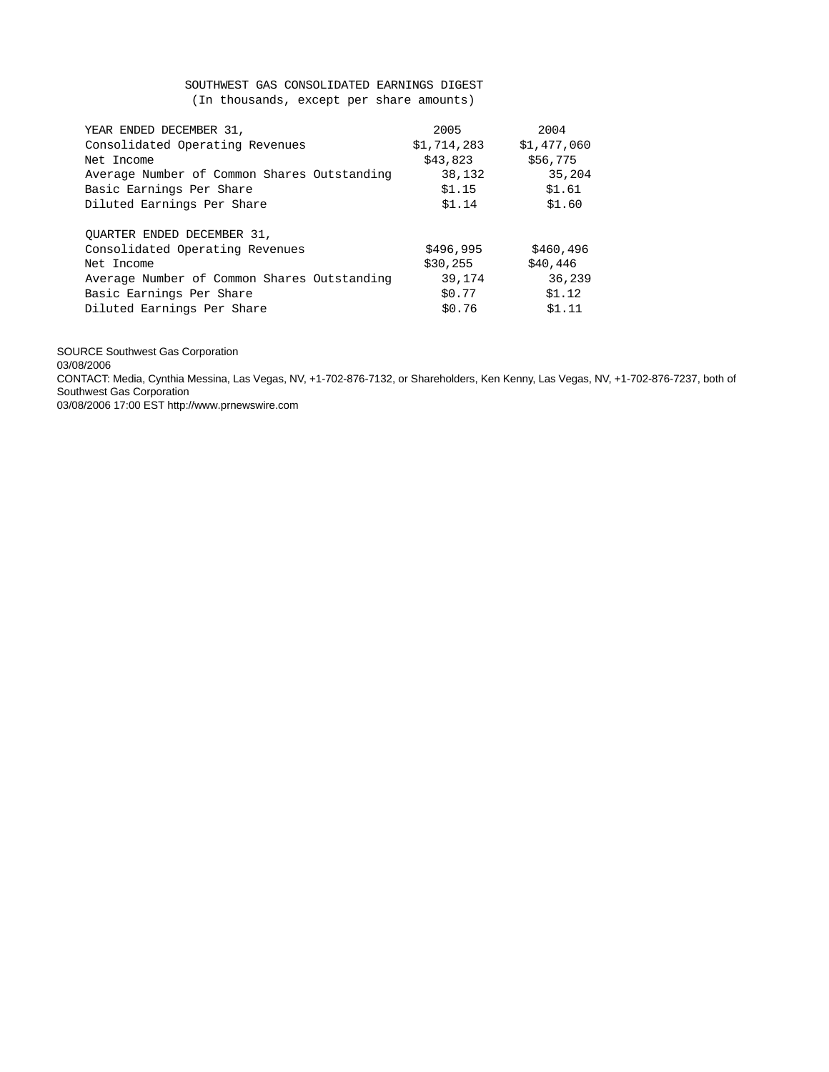SOUTHWEST GAS CONSOLIDATED EARNINGS DIGEST
(In thousands, except per share amounts)

| YEAR ENDED DECEMBER 31, | 2005 | 2004 |
|---|---|---|
| Consolidated Operating Revenues | $1,714,283 | $1,477,060 |
| Net Income | $43,823 | $56,775 |
| Average Number of Common Shares Outstanding | 38,132 | 35,204 |
| Basic Earnings Per Share | $1.15 | $1.61 |
| Diluted Earnings Per Share | $1.14 | $1.60 |
| QUARTER ENDED DECEMBER 31, | | |
| Consolidated Operating Revenues | $496,995 | $460,496 |
| Net Income | $30,255 | $40,446 |
| Average Number of Common Shares Outstanding | 39,174 | 36,239 |
| Basic Earnings Per Share | $0.77 | $1.12 |
| Diluted Earnings Per Share | $0.76 | $1.11 |

SOURCE Southwest Gas Corporation
03/08/2006
CONTACT: Media, Cynthia Messina, Las Vegas, NV, +1-702-876-7132, or Shareholders, Ken Kenny, Las Vegas, NV, +1-702-876-7237, both of Southwest Gas Corporation
03/08/2006 17:00 EST http://www.prnewswire.com